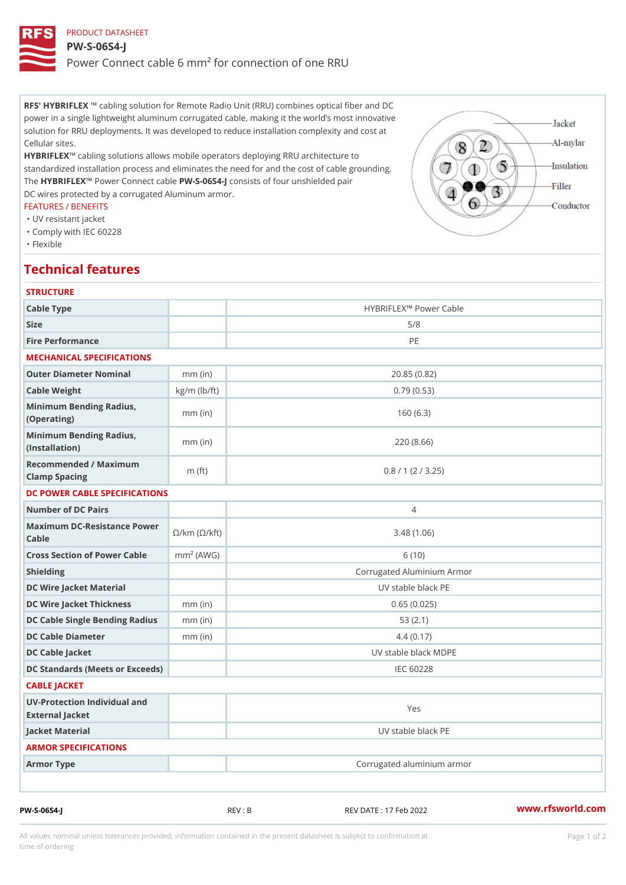PRODUCT DATASHEET

# PW-S-06S4-J

Power Connect cable 6 mm² for connection of one RRU

**RFS' HYBRIFLEX** ™ cabling solution for Remote Radio Unit (RRU) combines optical fiber and DC power in a single lightweight aluminum corrugated cable, making it the world's most innovative solution for RRU deployments. It was developed to reduce installation complexity and cost at Cellular sites.

**HYBRIFLEX™** cabling solutions allows mobile operators deploying RRU architecture to standardized installation process and eliminates the need for and the cost of cable grounding. The **HYBRIFLEX™** Power Connect cable **PW-S-06S4-J** consists of four unshielded pair DC wires protected by a corrugated Aluminum armor.

FEATURES / BENEFITS

- UV resistant jacket
- Comply with IEC 60228
- Flexible

Jacket
Al-mylar
Insulation
Filler
Conductor

## Technical features

### STRUCTURE

| | | |
|---|---|---|
| Cable Type | | HYBRIFLEX™ Power Cable |
| Size | | 5/8 |
| Fire Performance | | PE |

### MECHANICAL SPECIFICATIONS

| | | |
|---|---|---|
| Outer Diameter Nominal | mm (in) | 20.85 (0.82) |
| Cable Weight | kg/m (lb/ft) | 0.79 (0.53) |
| Minimum Bending Radius, (Operating) | mm (in) | 160 (6.3) |
| Minimum Bending Radius, (Installation) | mm (in) | 220 (8.66) |
| Recommended / Maximum Clamp Spacing | m (ft) | 0.8 / 1 (2 / 3.25) |

### DC POWER CABLE SPECIFICATIONS

| | | |
|---|---|---|
| Number of DC Pairs | | 4 |
| Maximum DC-Resistance Power Cable | Ω/km (Ω/kft) | 3.48 (1.06) |
| Cross Section of Power Cable | mm² (AWG) | 6 (10) |
| Shielding | | Corrugated Aluminium Armor |
| DC Wire Jacket Material | | UV stable black PE |
| DC Wire Jacket Thickness | mm (in) | 0.65 (0.025) |
| DC Cable Single Bending Radius | mm (in) | 53 (2.1) |
| DC Cable Diameter | mm (in) | 4.4 (0.17) |
| DC Cable Jacket | | UV stable black MDPE |
| DC Standards (Meets or Exceeds) | | IEC 60228 |

### CABLE JACKET

| | | |
|---|---|---|
| UV-Protection Individual and External Jacket | | Yes |
| Jacket Material | | UV stable black PE |

### ARMOR SPECIFICATIONS

| | | |
|---|---|---|
| Armor Type | | Corrugated aluminium armor |

PW-S-06S4-J REV : B REV DATE : 17 Feb 2022 www.rfsworld.com

All values nominal unless tolerances provided; information contained in the present datasheet is subject to confirmation at time of ordering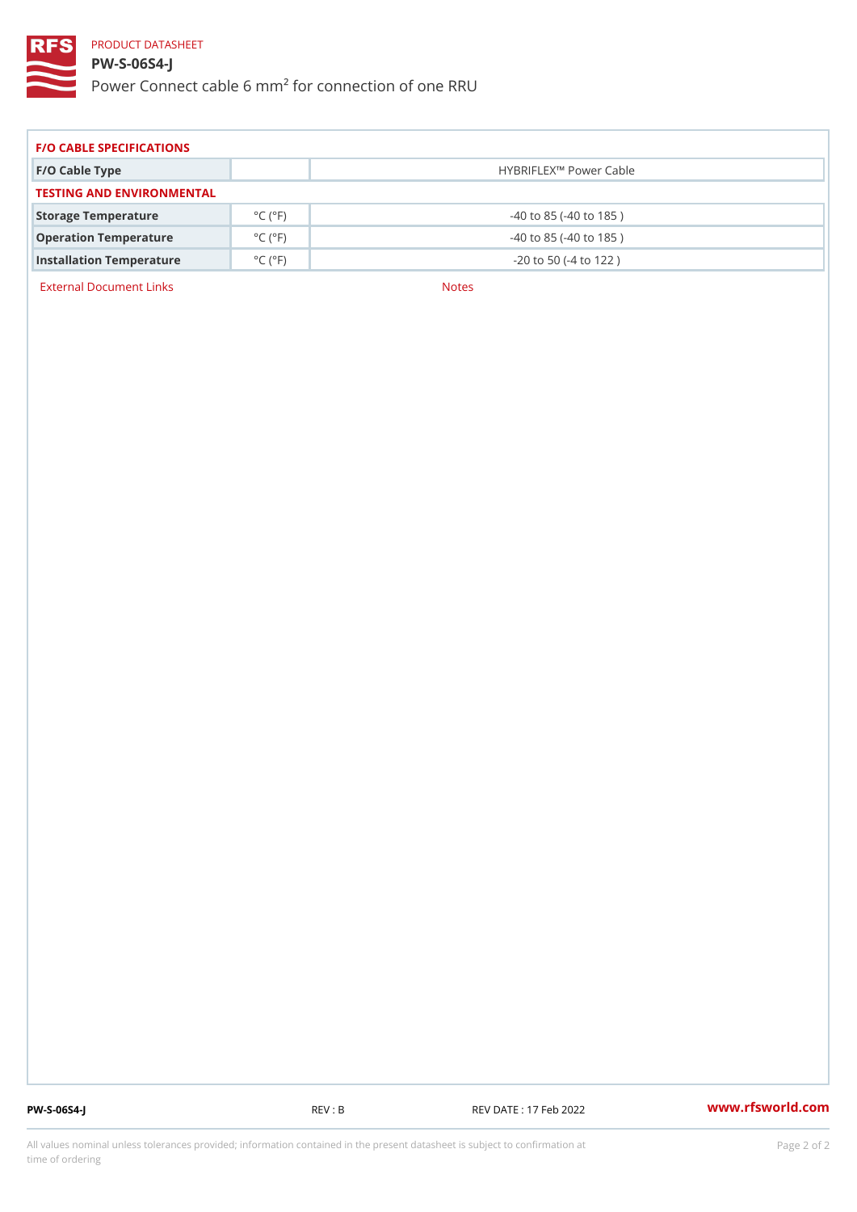PRODUCT DATASHEET

# PW-S-06S4-J

Power Connect cable 6 mm² for connection of one RRU

## F/O CABLE SPECIFICATIONS

| | | |
|---|---|---|
| F/O Cable Type | | HYBRIFLEX™ Power Cable |

## TESTING AND ENVIRONMENTAL

| | | |
|---|---|---|
| Storage Temperature | °C (°F) | -40 to 85 (-40 to 185 ) |
| Operation Temperature | °C (°F) | -40 to 85 (-40 to 185 ) |
| Installation Temperature | °C (°F) | -20 to 50 (-4 to 122 ) |

External Document Links

Notes

PW-S-06S4-J REV : B REV DATE : 17 Feb 2022 www.rfsworld.com

All values nominal unless tolerances provided; information contained in the present datasheet is subject to confirmation at time of ordering